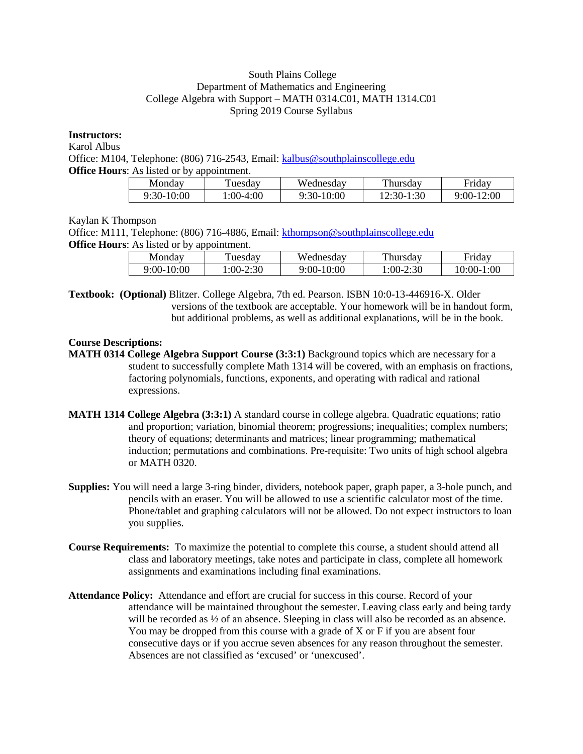South Plains College
Department of Mathematics and Engineering
College Algebra with Support – MATH 0314.C01, MATH 1314.C01
Spring 2019 Course Syllabus

**Instructors:**

Karol Albus

Office: M104, Telephone: (806) 716-2543, Email: kalbus@southplainscollege.edu

**Office Hours**: As listed or by appointment.

| Monday | Tuesday | Wednesday | Thursday | Friday |
|---|---|---|---|---|
| 9:30-10:00 | 1:00-4:00 | 9:30-10:00 | 12:30-1:30 | 9:00-12:00 |

Kaylan K Thompson

Office: M111, Telephone: (806) 716-4886, Email: kthompson@southplainscollege.edu

**Office Hours**: As listed or by appointment.

| Monday | Tuesday | Wednesday | Thursday | Friday |
|---|---|---|---|---|
| 9:00-10:00 | 1:00-2:30 | 9:00-10:00 | 1:00-2:30 | 10:00-1:00 |

**Textbook: (Optional)** Blitzer. College Algebra, 7th ed. Pearson. ISBN 10:0-13-446916-X. Older versions of the textbook are acceptable. Your homework will be in handout form, but additional problems, as well as additional explanations, will be in the book.

**Course Descriptions:**

**MATH 0314 College Algebra Support Course (3:3:1)** Background topics which are necessary for a student to successfully complete Math 1314 will be covered, with an emphasis on fractions, factoring polynomials, functions, exponents, and operating with radical and rational expressions.

**MATH 1314 College Algebra (3:3:1)** A standard course in college algebra. Quadratic equations; ratio and proportion; variation, binomial theorem; progressions; inequalities; complex numbers; theory of equations; determinants and matrices; linear programming; mathematical induction; permutations and combinations. Pre-requisite: Two units of high school algebra or MATH 0320.

**Supplies:** You will need a large 3-ring binder, dividers, notebook paper, graph paper, a 3-hole punch, and pencils with an eraser. You will be allowed to use a scientific calculator most of the time. Phone/tablet and graphing calculators will not be allowed. Do not expect instructors to loan you supplies.

**Course Requirements:** To maximize the potential to complete this course, a student should attend all class and laboratory meetings, take notes and participate in class, complete all homework assignments and examinations including final examinations.

**Attendance Policy:** Attendance and effort are crucial for success in this course. Record of your attendance will be maintained throughout the semester. Leaving class early and being tardy will be recorded as ½ of an absence. Sleeping in class will also be recorded as an absence. You may be dropped from this course with a grade of X or F if you are absent four consecutive days or if you accrue seven absences for any reason throughout the semester. Absences are not classified as 'excused' or 'unexcused'.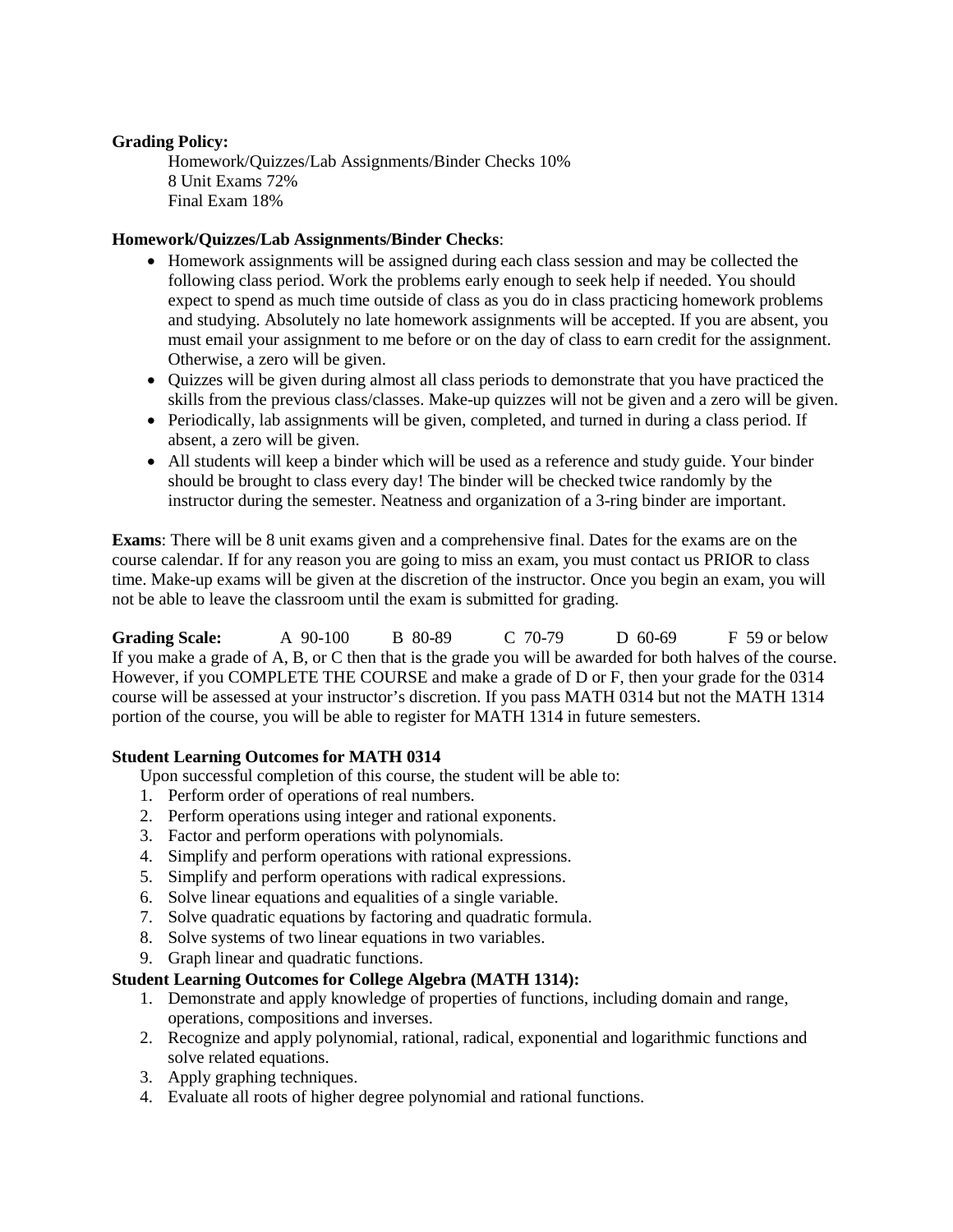**Grading Policy:**

Homework/Quizzes/Lab Assignments/Binder Checks 10%
8 Unit Exams 72%
Final Exam 18%

**Homework/Quizzes/Lab Assignments/Binder Checks**:

- Homework assignments will be assigned during each class session and may be collected the following class period. Work the problems early enough to seek help if needed. You should expect to spend as much time outside of class as you do in class practicing homework problems and studying. Absolutely no late homework assignments will be accepted. If you are absent, you must email your assignment to me before or on the day of class to earn credit for the assignment. Otherwise, a zero will be given.
- Quizzes will be given during almost all class periods to demonstrate that you have practiced the skills from the previous class/classes. Make-up quizzes will not be given and a zero will be given.
- Periodically, lab assignments will be given, completed, and turned in during a class period. If absent, a zero will be given.
- All students will keep a binder which will be used as a reference and study guide. Your binder should be brought to class every day! The binder will be checked twice randomly by the instructor during the semester. Neatness and organization of a 3-ring binder are important.

**Exams**: There will be 8 unit exams given and a comprehensive final. Dates for the exams are on the course calendar. If for any reason you are going to miss an exam, you must contact us PRIOR to class time. Make-up exams will be given at the discretion of the instructor. Once you begin an exam, you will not be able to leave the classroom until the exam is submitted for grading.

**Grading Scale:** A 90-100 B 80-89 C 70-79 D 60-69 F 59 or below

If you make a grade of A, B, or C then that is the grade you will be awarded for both halves of the course. However, if you COMPLETE THE COURSE and make a grade of D or F, then your grade for the 0314 course will be assessed at your instructor's discretion. If you pass MATH 0314 but not the MATH 1314 portion of the course, you will be able to register for MATH 1314 in future semesters.

**Student Learning Outcomes for MATH 0314**

Upon successful completion of this course, the student will be able to:

1. Perform order of operations of real numbers.
2. Perform operations using integer and rational exponents.
3. Factor and perform operations with polynomials.
4. Simplify and perform operations with rational expressions.
5. Simplify and perform operations with radical expressions.
6. Solve linear equations and equalities of a single variable.
7. Solve quadratic equations by factoring and quadratic formula.
8. Solve systems of two linear equations in two variables.
9. Graph linear and quadratic functions.

**Student Learning Outcomes for College Algebra (MATH 1314):**

1. Demonstrate and apply knowledge of properties of functions, including domain and range, operations, compositions and inverses.
2. Recognize and apply polynomial, rational, radical, exponential and logarithmic functions and solve related equations.
3. Apply graphing techniques.
4. Evaluate all roots of higher degree polynomial and rational functions.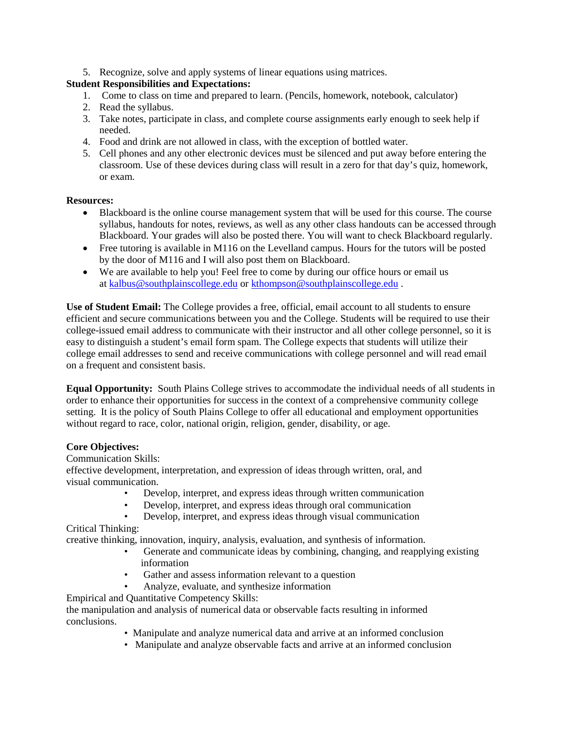5. Recognize, solve and apply systems of linear equations using matrices.

**Student Responsibilities and Expectations:**

1. Come to class on time and prepared to learn. (Pencils, homework, notebook, calculator)
2. Read the syllabus.
3. Take notes, participate in class, and complete course assignments early enough to seek help if needed.
4. Food and drink are not allowed in class, with the exception of bottled water.
5. Cell phones and any other electronic devices must be silenced and put away before entering the classroom. Use of these devices during class will result in a zero for that day's quiz, homework, or exam.

**Resources:**

- Blackboard is the online course management system that will be used for this course. The course syllabus, handouts for notes, reviews, as well as any other class handouts can be accessed through Blackboard. Your grades will also be posted there. You will want to check Blackboard regularly.
- Free tutoring is available in M116 on the Levelland campus. Hours for the tutors will be posted by the door of M116 and I will also post them on Blackboard.
- We are available to help you! Feel free to come by during our office hours or email us at kalbus@southplainscollege.edu or kthompson@southplainscollege.edu .

**Use of Student Email:** The College provides a free, official, email account to all students to ensure efficient and secure communications between you and the College. Students will be required to use their college-issued email address to communicate with their instructor and all other college personnel, so it is easy to distinguish a student's email form spam. The College expects that students will utilize their college email addresses to send and receive communications with college personnel and will read email on a frequent and consistent basis.

**Equal Opportunity:** South Plains College strives to accommodate the individual needs of all students in order to enhance their opportunities for success in the context of a comprehensive community college setting. It is the policy of South Plains College to offer all educational and employment opportunities without regard to race, color, national origin, religion, gender, disability, or age.

**Core Objectives:**

Communication Skills:
effective development, interpretation, and expression of ideas through written, oral, and visual communication.

- Develop, interpret, and express ideas through written communication
- Develop, interpret, and express ideas through oral communication
- Develop, interpret, and express ideas through visual communication

Critical Thinking:
creative thinking, innovation, inquiry, analysis, evaluation, and synthesis of information.

- Generate and communicate ideas by combining, changing, and reapplying existing information
- Gather and assess information relevant to a question
- Analyze, evaluate, and synthesize information

Empirical and Quantitative Competency Skills:
the manipulation and analysis of numerical data or observable facts resulting in informed conclusions.

- Manipulate and analyze numerical data and arrive at an informed conclusion
- Manipulate and analyze observable facts and arrive at an informed conclusion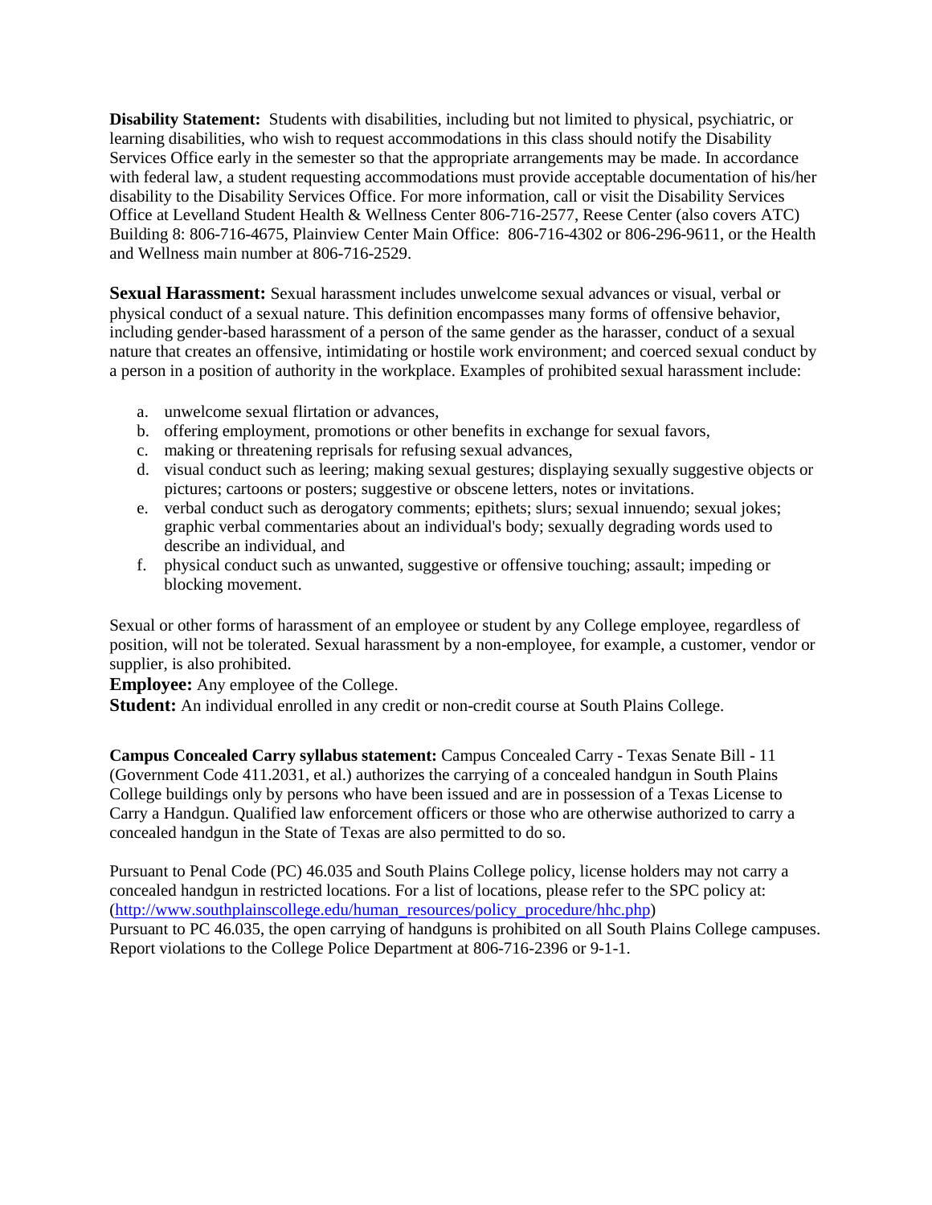**Disability Statement:** Students with disabilities, including but not limited to physical, psychiatric, or learning disabilities, who wish to request accommodations in this class should notify the Disability Services Office early in the semester so that the appropriate arrangements may be made. In accordance with federal law, a student requesting accommodations must provide acceptable documentation of his/her disability to the Disability Services Office. For more information, call or visit the Disability Services Office at Levelland Student Health & Wellness Center 806-716-2577, Reese Center (also covers ATC) Building 8: 806-716-4675, Plainview Center Main Office: 806-716-4302 or 806-296-9611, or the Health and Wellness main number at 806-716-2529.

**Sexual Harassment:** Sexual harassment includes unwelcome sexual advances or visual, verbal or physical conduct of a sexual nature. This definition encompasses many forms of offensive behavior, including gender-based harassment of a person of the same gender as the harasser, conduct of a sexual nature that creates an offensive, intimidating or hostile work environment; and coerced sexual conduct by a person in a position of authority in the workplace. Examples of prohibited sexual harassment include:

a. unwelcome sexual flirtation or advances,
b. offering employment, promotions or other benefits in exchange for sexual favors,
c. making or threatening reprisals for refusing sexual advances,
d. visual conduct such as leering; making sexual gestures; displaying sexually suggestive objects or pictures; cartoons or posters; suggestive or obscene letters, notes or invitations.
e. verbal conduct such as derogatory comments; epithets; slurs; sexual innuendo; sexual jokes; graphic verbal commentaries about an individual's body; sexually degrading words used to describe an individual, and
f. physical conduct such as unwanted, suggestive or offensive touching; assault; impeding or blocking movement.

Sexual or other forms of harassment of an employee or student by any College employee, regardless of position, will not be tolerated. Sexual harassment by a non-employee, for example, a customer, vendor or supplier, is also prohibited.

**Employee:** Any employee of the College.

**Student:** An individual enrolled in any credit or non-credit course at South Plains College.

**Campus Concealed Carry syllabus statement:** Campus Concealed Carry - Texas Senate Bill - 11 (Government Code 411.2031, et al.) authorizes the carrying of a concealed handgun in South Plains College buildings only by persons who have been issued and are in possession of a Texas License to Carry a Handgun. Qualified law enforcement officers or those who are otherwise authorized to carry a concealed handgun in the State of Texas are also permitted to do so.

Pursuant to Penal Code (PC) 46.035 and South Plains College policy, license holders may not carry a concealed handgun in restricted locations. For a list of locations, please refer to the SPC policy at: (http://www.southplainscollege.edu/human_resources/policy_procedure/hhc.php)
Pursuant to PC 46.035, the open carrying of handguns is prohibited on all South Plains College campuses. Report violations to the College Police Department at 806-716-2396 or 9-1-1.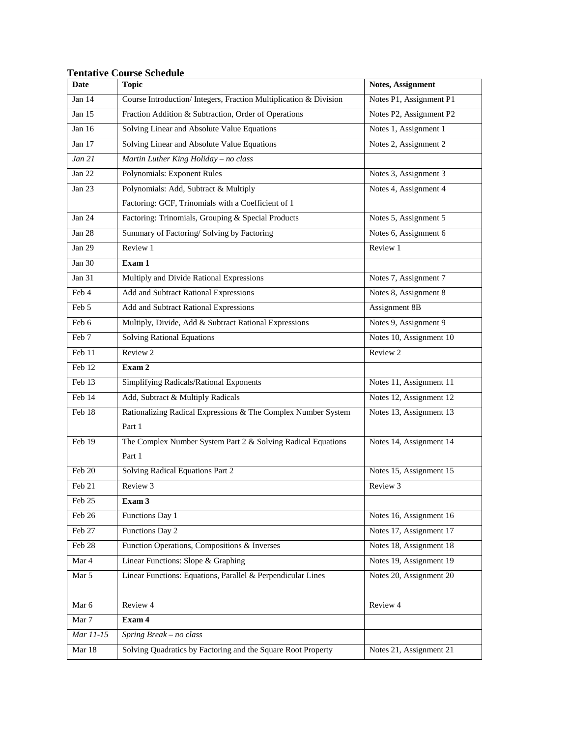**Tentative Course Schedule**

| Date | Topic | Notes, Assignment |
|---|---|---|
| Jan 14 | Course Introduction/ Integers, Fraction Multiplication & Division | Notes P1, Assignment P1 |
| Jan 15 | Fraction Addition & Subtraction, Order of Operations | Notes P2, Assignment P2 |
| Jan 16 | Solving Linear and Absolute Value Equations | Notes 1, Assignment 1 |
| Jan 17 | Solving Linear and Absolute Value Equations | Notes 2, Assignment 2 |
| *Jan 21* | *Martin Luther King Holiday – no class* | |
| Jan 22 | Polynomials: Exponent Rules | Notes 3, Assignment 3 |
| Jan 23 | Polynomials: Add, Subtract & Multiply<br>Factoring: GCF, Trinomials with a Coefficient of 1 | Notes 4, Assignment 4 |
| Jan 24 | Factoring: Trinomials, Grouping & Special Products | Notes 5, Assignment 5 |
| Jan 28 | Summary of Factoring/ Solving by Factoring | Notes 6, Assignment 6 |
| Jan 29 | Review 1 | Review 1 |
| Jan 30 | **Exam 1** | |
| Jan 31 | Multiply and Divide Rational Expressions | Notes 7, Assignment 7 |
| Feb 4 | Add and Subtract Rational Expressions | Notes 8, Assignment 8 |
| Feb 5 | Add and Subtract Rational Expressions | Assignment 8B |
| Feb 6 | Multiply, Divide, Add & Subtract Rational Expressions | Notes 9, Assignment 9 |
| Feb 7 | Solving Rational Equations | Notes 10, Assignment 10 |
| Feb 11 | Review 2 | Review 2 |
| Feb 12 | **Exam 2** | |
| Feb 13 | Simplifying Radicals/Rational Exponents | Notes 11, Assignment 11 |
| Feb 14 | Add, Subtract & Multiply Radicals | Notes 12, Assignment 12 |
| Feb 18 | Rationalizing Radical Expressions & The Complex Number System Part 1 | Notes 13, Assignment 13 |
| Feb 19 | The Complex Number System Part 2 & Solving Radical Equations Part 1 | Notes 14, Assignment 14 |
| Feb 20 | Solving Radical Equations Part 2 | Notes 15, Assignment 15 |
| Feb 21 | Review 3 | Review 3 |
| Feb 25 | **Exam 3** | |
| Feb 26 | Functions Day 1 | Notes 16, Assignment 16 |
| Feb 27 | Functions Day 2 | Notes 17, Assignment 17 |
| Feb 28 | Function Operations, Compositions & Inverses | Notes 18, Assignment 18 |
| Mar 4 | Linear Functions: Slope & Graphing | Notes 19, Assignment 19 |
| Mar 5 | Linear Functions: Equations, Parallel & Perpendicular Lines | Notes 20, Assignment 20 |
| Mar 6 | Review 4 | Review 4 |
| Mar 7 | **Exam 4** | |
| *Mar 11-15* | *Spring Break – no class* | |
| Mar 18 | Solving Quadratics by Factoring and the Square Root Property | Notes 21, Assignment 21 |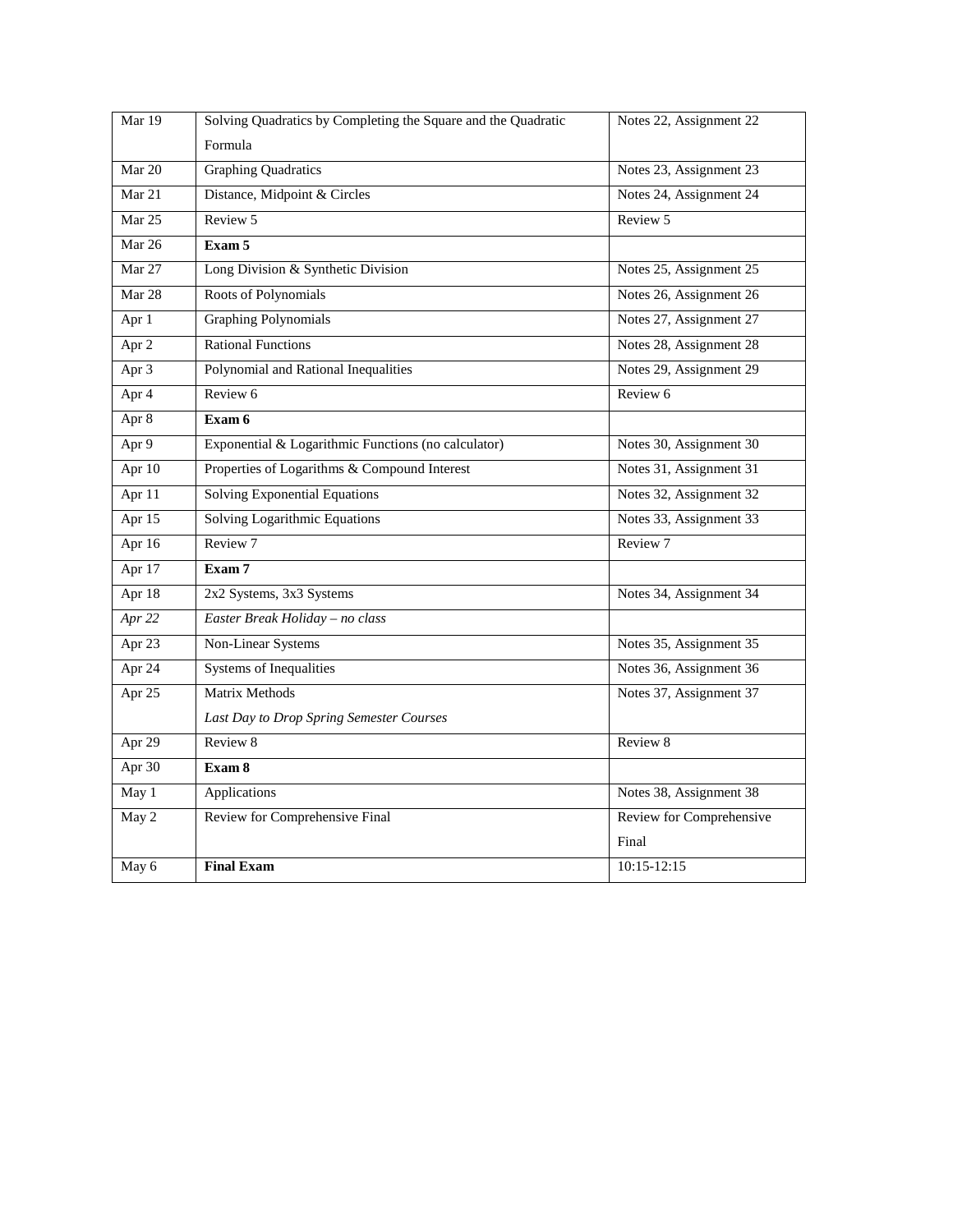| | | |
|---|---|---|
| Mar 19 | Solving Quadratics by Completing the Square and the Quadratic Formula | Notes 22, Assignment 22 |
| Mar 20 | Graphing Quadratics | Notes 23, Assignment 23 |
| Mar 21 | Distance, Midpoint & Circles | Notes 24, Assignment 24 |
| Mar 25 | Review 5 | Review 5 |
| Mar 26 | **Exam 5** | |
| Mar 27 | Long Division & Synthetic Division | Notes 25, Assignment 25 |
| Mar 28 | Roots of Polynomials | Notes 26, Assignment 26 |
| Apr 1 | Graphing Polynomials | Notes 27, Assignment 27 |
| Apr 2 | Rational Functions | Notes 28, Assignment 28 |
| Apr 3 | Polynomial and Rational Inequalities | Notes 29, Assignment 29 |
| Apr 4 | Review 6 | Review 6 |
| Apr 8 | **Exam 6** | |
| Apr 9 | Exponential & Logarithmic Functions (no calculator) | Notes 30, Assignment 30 |
| Apr 10 | Properties of Logarithms & Compound Interest | Notes 31, Assignment 31 |
| Apr 11 | Solving Exponential Equations | Notes 32, Assignment 32 |
| Apr 15 | Solving Logarithmic Equations | Notes 33, Assignment 33 |
| Apr 16 | Review 7 | Review 7 |
| Apr 17 | **Exam 7** | |
| Apr 18 | 2x2 Systems, 3x3 Systems | Notes 34, Assignment 34 |
| *Apr 22* | *Easter Break Holiday – no class* | |
| Apr 23 | Non-Linear Systems | Notes 35, Assignment 35 |
| Apr 24 | Systems of Inequalities | Notes 36, Assignment 36 |
| Apr 25 | Matrix Methods *Last Day to Drop Spring Semester Courses* | Notes 37, Assignment 37 |
| Apr 29 | Review 8 | Review 8 |
| Apr 30 | **Exam 8** | |
| May 1 | Applications | Notes 38, Assignment 38 |
| May 2 | Review for Comprehensive Final | Review for Comprehensive Final |
| May 6 | **Final Exam** | 10:15-12:15 |